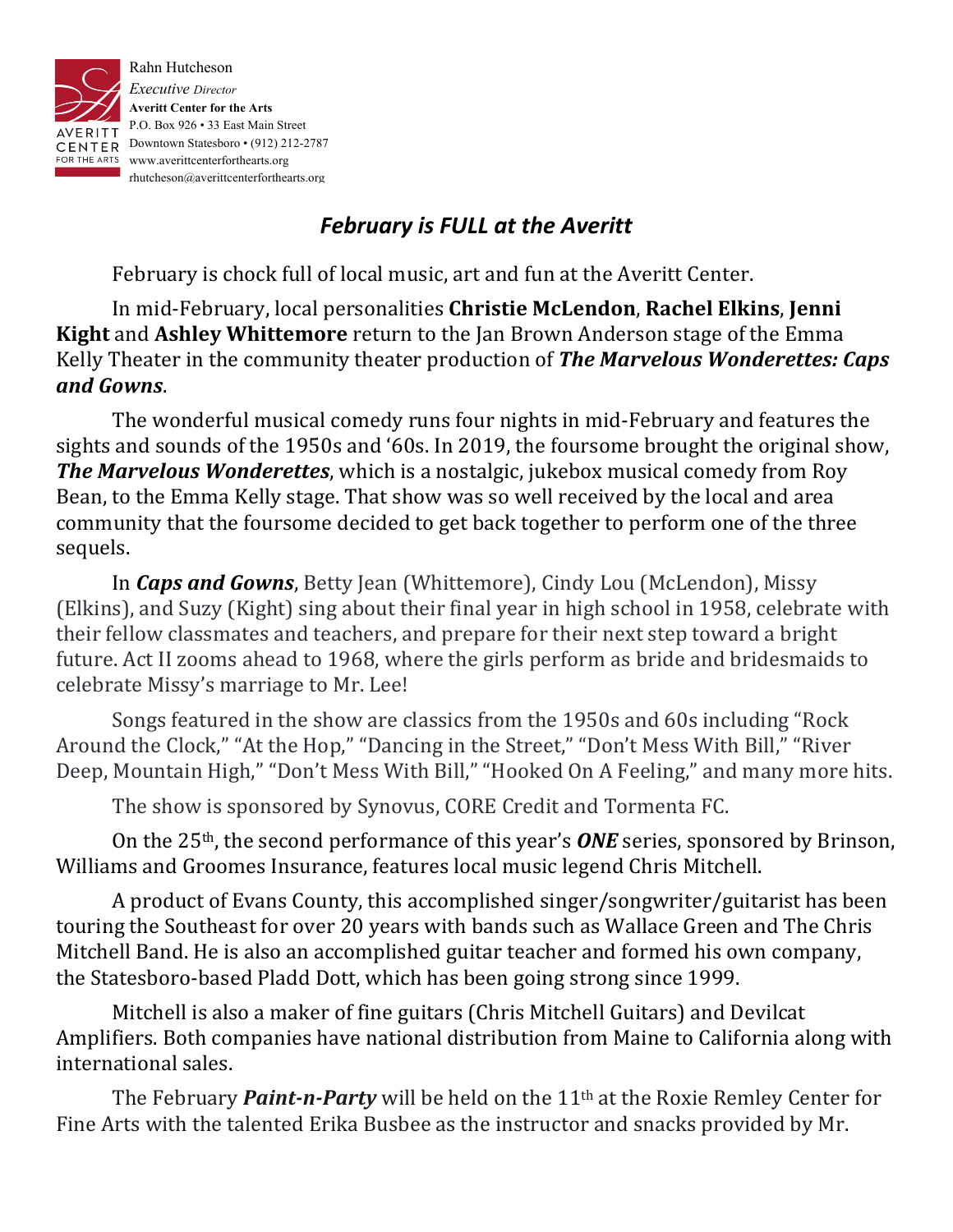Rahn Hutcheson
*Executive Director*
**Averitt Center for the Arts**
P.O. Box 926 • 33 East Main Street
Downtown Statesboro • (912) 212-2787
www.averittcenterforthearts.org
rhutcheson@averittcenterforthearts.org

## *February is FULL at the Averitt*

February is chock full of local music, art and fun at the Averitt Center.

In mid-February, local personalities **Christie McLendon**, **Rachel Elkins**, **Jenni Kight** and **Ashley Whittemore** return to the Jan Brown Anderson stage of the Emma Kelly Theater in the community theater production of ***The Marvelous Wonderettes: Caps and Gowns***.

The wonderful musical comedy runs four nights in mid-February and features the sights and sounds of the 1950s and '60s. In 2019, the foursome brought the original show, ***The Marvelous Wonderettes***, which is a nostalgic, jukebox musical comedy from Roy Bean, to the Emma Kelly stage. That show was so well received by the local and area community that the foursome decided to get back together to perform one of the three sequels.

In ***Caps and Gowns***, Betty Jean (Whittemore), Cindy Lou (McLendon), Missy (Elkins), and Suzy (Kight) sing about their final year in high school in 1958, celebrate with their fellow classmates and teachers, and prepare for their next step toward a bright future. Act II zooms ahead to 1968, where the girls perform as bride and bridesmaids to celebrate Missy's marriage to Mr. Lee!

Songs featured in the show are classics from the 1950s and 60s including "Rock Around the Clock," "At the Hop," "Dancing in the Street," "Don't Mess With Bill," "River Deep, Mountain High," "Don't Mess With Bill," "Hooked On A Feeling," and many more hits.

The show is sponsored by Synovus, CORE Credit and Tormenta FC.

On the 25th, the second performance of this year's ***ONE*** series, sponsored by Brinson, Williams and Groomes Insurance, features local music legend Chris Mitchell.

A product of Evans County, this accomplished singer/songwriter/guitarist has been touring the Southeast for over 20 years with bands such as Wallace Green and The Chris Mitchell Band. He is also an accomplished guitar teacher and formed his own company, the Statesboro-based Pladd Dott, which has been going strong since 1999.

Mitchell is also a maker of fine guitars (Chris Mitchell Guitars) and Devilcat Amplifiers. Both companies have national distribution from Maine to California along with international sales.

The February ***Paint-n-Party*** will be held on the 11th at the Roxie Remley Center for Fine Arts with the talented Erika Busbee as the instructor and snacks provided by Mr.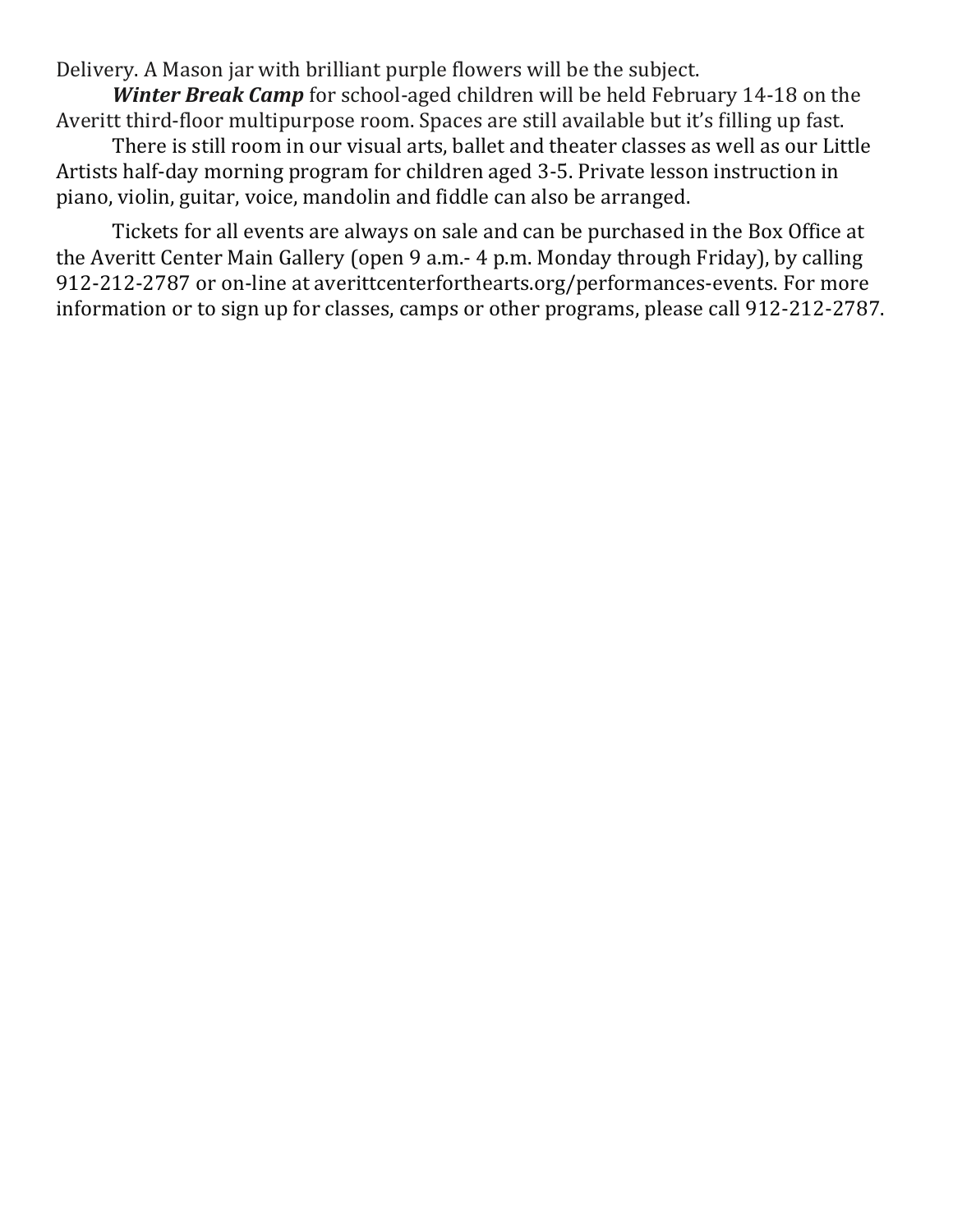Delivery. A Mason jar with brilliant purple flowers will be the subject.

***Winter Break Camp*** for school-aged children will be held February 14-18 on the Averitt third-floor multipurpose room. Spaces are still available but it's filling up fast.

There is still room in our visual arts, ballet and theater classes as well as our Little Artists half-day morning program for children aged 3-5. Private lesson instruction in piano, violin, guitar, voice, mandolin and fiddle can also be arranged.

Tickets for all events are always on sale and can be purchased in the Box Office at the Averitt Center Main Gallery (open 9 a.m.- 4 p.m. Monday through Friday), by calling 912-212-2787 or on-line at averittcenterforthearts.org/performances-events. For more information or to sign up for classes, camps or other programs, please call 912-212-2787.